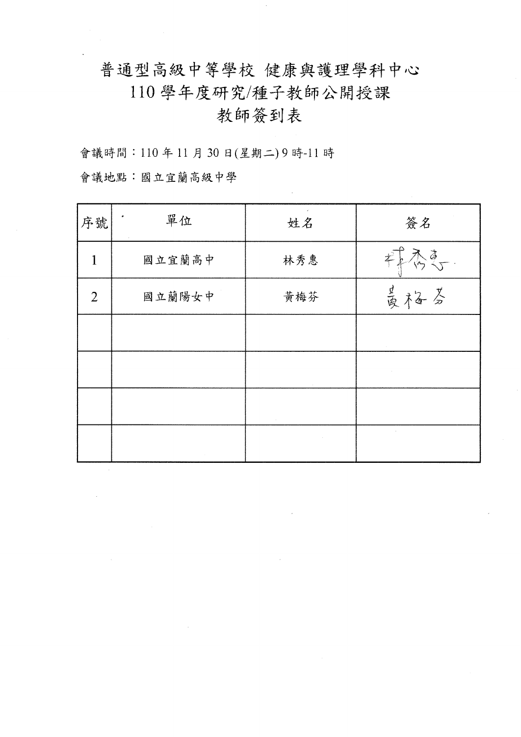# 普通型高級中等學校 健康與護理學科中心
# 110 學年度研究/種子教師公開授課
# 教師簽到表

會議時間：110 年 11 月 30 日(星期二) 9 時-11 時

會議地點：國立宜蘭高級中學

| 序號 | 單位 | 姓名 | 簽名 |
|---|---|---|---|
| 1 | 國立宜蘭高中 | 林秀惠 | 林秀惠 |
| 2 | 國立蘭陽女中 | 黃梅芬 | 黃梅芬 |
| | | | |
| | | | |
| | | | |
| | | | |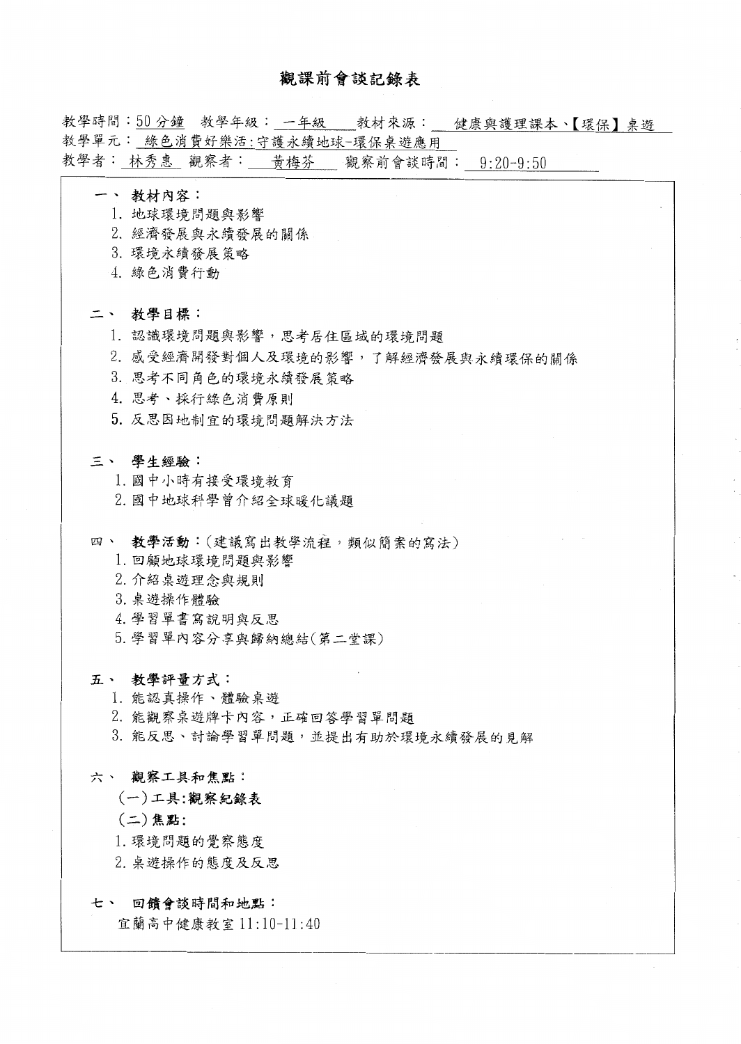# 觀課前會談記錄表

教學時間：50 分鐘　教學年級：一年級　教材來源：健康與護理課本、【環保】桌遊

教學單元：綠色消費好樂活：守護永續地球-環保桌遊應用

教學者：林秀惠　觀察者：黃梅芬　觀察前會談時間：9:20-9:50

## 一、 教材內容：

1. 地球環境問題與影響
2. 經濟發展與永續發展的關係
3. 環境永續發展策略
4. 綠色消費行動

## 二、 教學目標：

1. 認識環境問題與影響，思考居住區域的環境問題
2. 感受經濟開發對個人及環境的影響，了解經濟發展與永續環保的關係
3. 思考不同角色的環境永續發展策略
4. 思考、採行綠色消費原則
5. 反思因地制宜的環境問題解決方法

## 三、 學生經驗：

1. 國中小時有接受環境教育
2. 國中地球科學曾介紹全球暖化議題

## 四、 教學活動：(建議寫出教學流程，類似簡案的寫法)

1. 回顧地球環境問題與影響
2. 介紹桌遊理念與規則
3. 桌遊操作體驗
4. 學習單書寫說明與反思
5. 學習單內容分享與歸納總結(第二堂課)

## 五、 教學評量方式：

1. 能認真操作、體驗桌遊
2. 能觀察桌遊牌卡內容，正確回答學習單問題
3. 能反思、討論學習單問題，並提出有助於環境永續發展的見解

## 六、 觀察工具和焦點：

**(一)工具:觀察紀錄表**

**(二)焦點:**

1. 環境問題的覺察態度
2. 桌遊操作的態度及反思

## 七、 回饋會談時間和地點：

宜蘭高中健康教室 11:10-11:40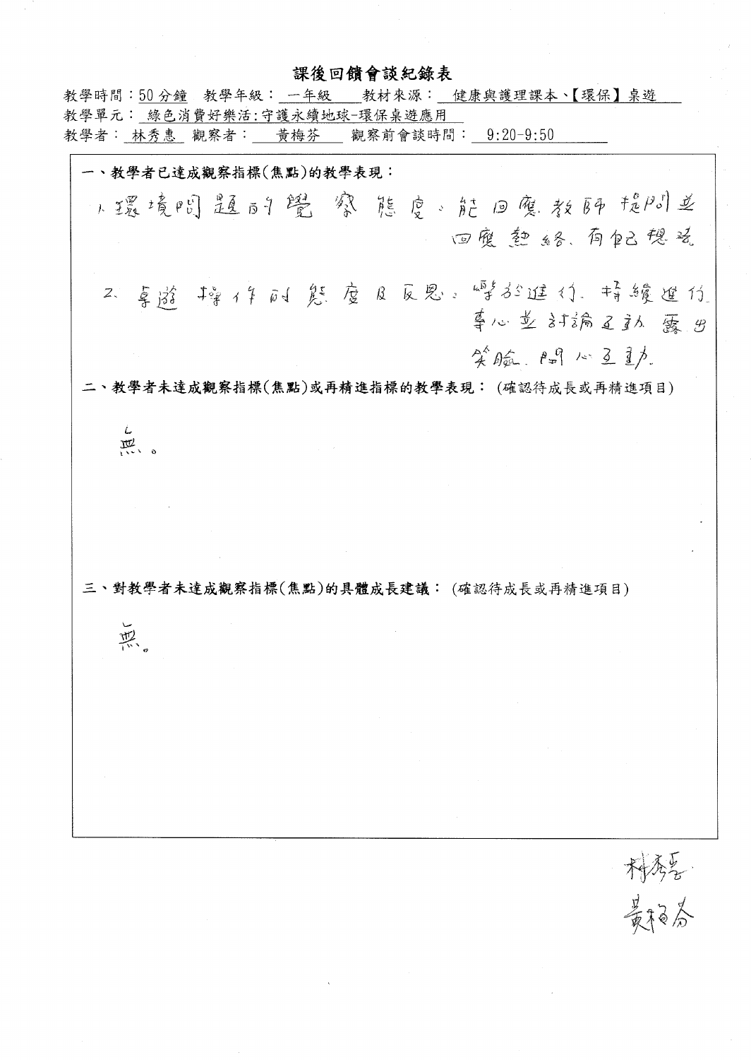# 課後回饋會談紀錄表

教學時間：50 分鐘　教學年級：一年級　教材來源：健康與護理課本、【環保】桌遊

教學單元：綠色消費好樂活:守護永續地球-環保桌遊應用

教學者：林秀惠　觀察者：黃梅芬　觀察前會談時間：9:20-9:50

**一、教學者已達成觀察指標(焦點)的教學表現：**

1. 環境問題的覺察態度：能回應教師提問並回應熱絡、有自己想法

2. 桌遊操作的態度及反思：學於進行、持續進行專心並討論互動露出笑臉、開心互動

**二、教學者未達成觀察指標(焦點)或再精進指標的教學表現：** (確認待成長或再精進項目)

無。

**三、對教學者未達成觀察指標(焦點)的具體成長建議：** (確認待成長或再精進項目)

無。

林秀惠
黃梅芬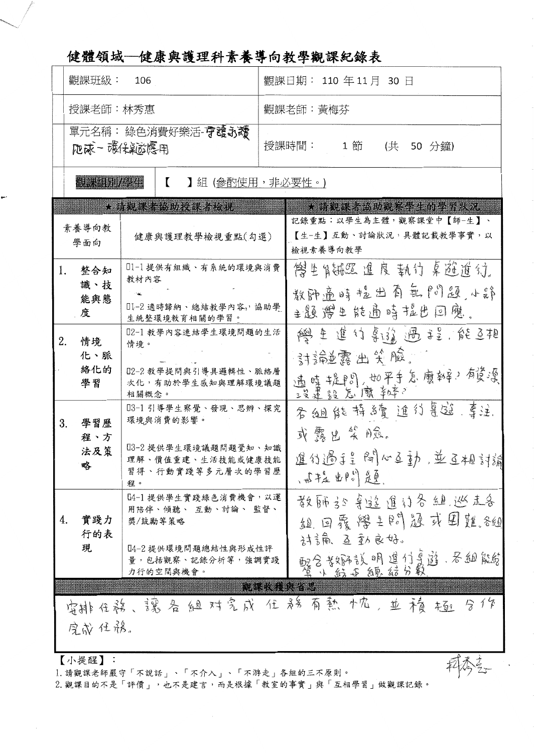# 健體領域—健康與護理科素養導向教學觀課紀錄表

| | |
|---|---|
| 觀課班級： 106 | 觀課日期： 110 年11月 30 日 |
| 授課老師：林秀惠 | 觀課老師：黃梅芬 |
| 單元名稱： 綠色消費好樂活-守護永續地球～環保桌遊應用 | 授課時間： 1 節 (共 50 分鐘) |
| 觀課組別/學生 | 【 】組 (參酌使用，非必要性。) |

| ★請觀課者協助授課者檢視 | | ★請觀課者協助觀察學生的學習狀況 |
|---|---|---|
| 素養導向教學面向 | 健康與護理教學檢視重點(勾選) | 記錄重點：以學生為主體，觀察課堂中【師-生】、【生-生】互動、討論狀況，具體記載教學事實，以檢視素養導向教學 |
| 1. 整合知識、技能與態度 | □1-1 提供有組織、有系統的環境與消費教材內容<br>□1-2 適時歸納、總結教學內容，協助學生統整環境教育相關的學習。 | 學生能按照進度執行桌遊進行。教師適時提出有無問題，小節主題學生能適時提出回應。 |
| 2. 情境化、脈絡化的學習 | □2-1 教學內容連結學生環境問題的生活情境。<br>□2-2 教學提問與引導具邏輯性、脈絡層次化，有助於學生感知與理解環境議題相關概念。 | 學生進行桌遊過程，能互相討論並露出笑臉。適時提問，如平手怎麼辦？有資源沒建設怎麼辦？ |
| 3. 學習歷程、方法及策略 | □3-1 引導學生察覺、發現、思辨、探究環境與消費的影響。<br>□3-2 提供學生環境議題問題覺知、知識理解、價值重建、生活技能或健康技能習得、行動實踐等多元層次的學習歷程。 | 各組能持續進行桌遊，專注，或露出笑臉。進行過程開心互動，並互相討論，或提出問題。 |
| 4. 實踐力行的表現 | □4-1 提供學生實踐綠色消費機會，以運用陪伴、傾聽、互動、討論、監督、獎/鼓勵等策略<br>□4-2 提供環境問題總結性與形成性評量，包括觀察、記錄分析等，強調實踐力行的空間與機會。 | 教師於桌遊進行各組巡走各組，回覆學生問題或困難，各組討論、互動良好。配合教師說明進行桌遊，各組能結算小結與總結分數。 |

| 觀課收穫與省思 |
|---|
| 安排任務、讓各組對完成任務有熱忱，並積極合作完成任務。 |

【小提醒】：

1. 請觀課老師嚴守「不說話」、「不介入」、「不游走」各組的三不原則。
2. 觀課目的不是「評價」，也不是建言，而是根據「教室的事實」與「互相學習」做觀課紀錄。

林秀惠